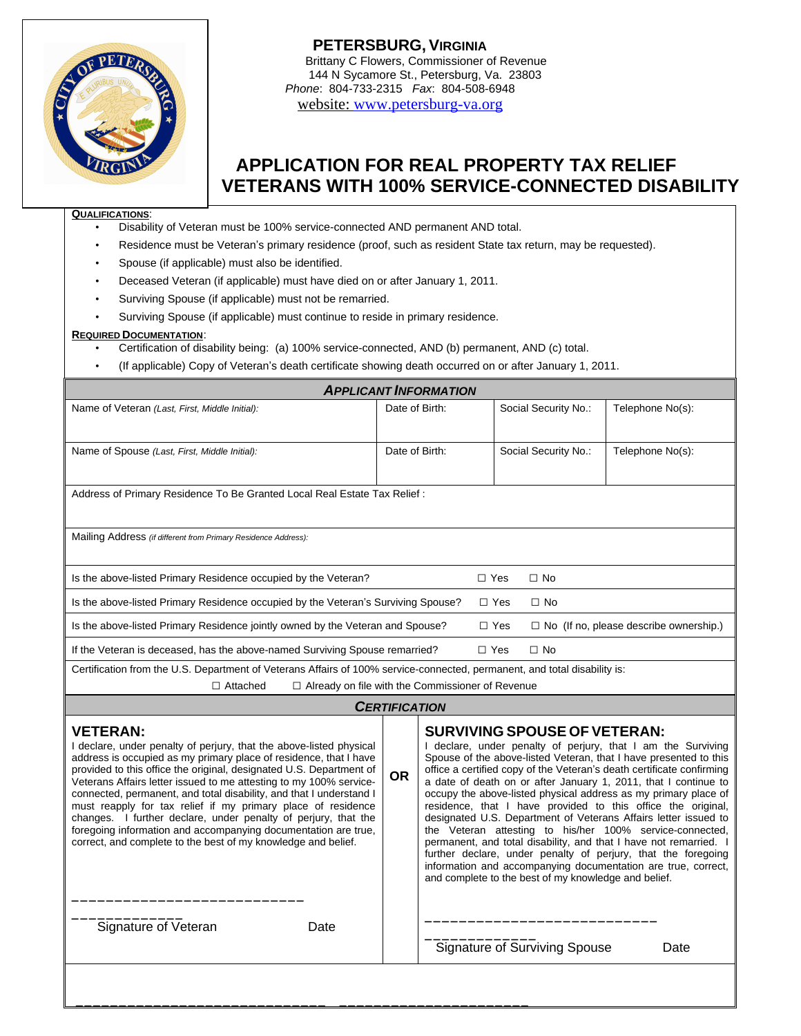**PETERSBURG, VIRGINIA**
Brittany C Flowers, Commissioner of Revenue
144 N Sycamore St., Petersburg, Va. 23803
*Phone*: 804-733-2315 *Fax*: 804-508-6948
website: www.petersburg-va.org

# APPLICATION FOR REAL PROPERTY TAX RELIEF VETERANS WITH 100% SERVICE-CONNECTED DISABILITY

**QUALIFICATIONS**:

- Disability of Veteran must be 100% service-connected AND permanent AND total.
- Residence must be Veteran's primary residence (proof, such as resident State tax return, may be requested).
- Spouse (if applicable) must also be identified.
- Deceased Veteran (if applicable) must have died on or after January 1, 2011.
- Surviving Spouse (if applicable) must not be remarried.
- Surviving Spouse (if applicable) must continue to reside in primary residence.

**REQUIRED DOCUMENTATION**:

- Certification of disability being: (a) 100% service-connected, AND (b) permanent, AND (c) total.
- (If applicable) Copy of Veteran's death certificate showing death occurred on or after January 1, 2011.

## APPLICANT INFORMATION

| Name of Veteran *(Last, First, Middle Initial)*: | Date of Birth: | Social Security No.: | Telephone No(s): |
|---|---|---|---|
| Name of Spouse *(Last, First, Middle Initial)*: | Date of Birth: | Social Security No.: | Telephone No(s): |

Address of Primary Residence To Be Granted Local Real Estate Tax Relief :

Mailing Address *(if different from Primary Residence Address)*:

Is the above-listed Primary Residence occupied by the Veteran? ☐ Yes ☐ No

Is the above-listed Primary Residence occupied by the Veteran's Surviving Spouse? ☐ Yes ☐ No

Is the above-listed Primary Residence jointly owned by the Veteran and Spouse? ☐ Yes ☐ No (If no, please describe ownership.)

If the Veteran is deceased, has the above-named Surviving Spouse remarried? ☐ Yes ☐ No

Certification from the U.S. Department of Veterans Affairs of 100% service-connected, permanent, and total disability is:
☐ Attached ☐ Already on file with the Commissioner of Revenue

## CERTIFICATION

### VETERAN:

I declare, under penalty of perjury, that the above-listed physical address is occupied as my primary place of residence, that I have provided to this office the original, designated U.S. Department of Veterans Affairs letter issued to me attesting to my 100% service-connected, permanent, and total disability, and that I understand I must reapply for tax relief if my primary place of residence changes. I further declare, under penalty of perjury, that the foregoing information and accompanying documentation are true, correct, and complete to the best of my knowledge and belief.

___________________________ _____________
Signature of Veteran Date

**OR**

### SURVIVING SPOUSE OF VETERAN:

I declare, under penalty of perjury, that I am the Surviving Spouse of the above-listed Veteran, that I have presented to this office a certified copy of the Veteran's death certificate confirming a date of death on or after January 1, 2011, that I continue to occupy the above-listed physical address as my primary place of residence, that I have provided to this office the original, designated U.S. Department of Veterans Affairs letter issued to the Veteran attesting to his/her 100% service-connected, permanent, and total disability, and that I have not remarried. I further declare, under penalty of perjury, that the foregoing information and accompanying documentation are true, correct, and complete to the best of my knowledge and belief.

___________________________ _____________
Signature of Surviving Spouse Date

___________________________ ____________________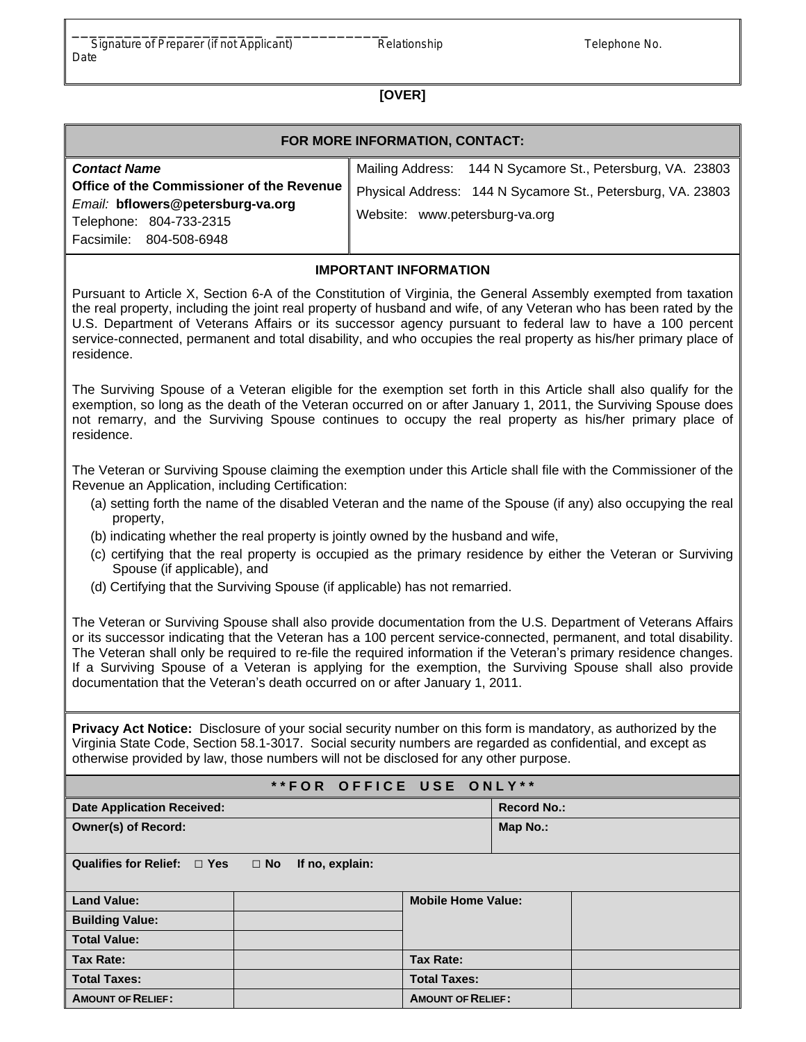\_\_\_\_\_\_\_\_\_\_\_\_\_\_\_\_\_\_\_\_\_\_\_ \_\_\_\_\_\_\_\_\_\_\_\_\_

Signature of Preparer (if not Applicant) Relationship Telephone No. Date

**[OVER]**

| **FOR MORE INFORMATION, CONTACT:** | |
|---|---|
| ***Contact Name***<br>**Office of the Commissioner of the Revenue**<br>*Email:* **bflowers@petersburg-va.org**<br>Telephone: 804-733-2315<br>Facsimile: 804-508-6948 | Mailing Address: 144 N Sycamore St., Petersburg, VA. 23803<br>Physical Address: 144 N Sycamore St., Petersburg, VA. 23803<br>Website: www.petersburg-va.org |

## IMPORTANT INFORMATION

Pursuant to Article X, Section 6-A of the Constitution of Virginia, the General Assembly exempted from taxation the real property, including the joint real property of husband and wife, of any Veteran who has been rated by the U.S. Department of Veterans Affairs or its successor agency pursuant to federal law to have a 100 percent service-connected, permanent and total disability, and who occupies the real property as his/her primary place of residence.

The Surviving Spouse of a Veteran eligible for the exemption set forth in this Article shall also qualify for the exemption, so long as the death of the Veteran occurred on or after January 1, 2011, the Surviving Spouse does not remarry, and the Surviving Spouse continues to occupy the real property as his/her primary place of residence.

The Veteran or Surviving Spouse claiming the exemption under this Article shall file with the Commissioner of the Revenue an Application, including Certification:

(a) setting forth the name of the disabled Veteran and the name of the Spouse (if any) also occupying the real property,

(b) indicating whether the real property is jointly owned by the husband and wife,

(c) certifying that the real property is occupied as the primary residence by either the Veteran or Surviving Spouse (if applicable), and

(d) Certifying that the Surviving Spouse (if applicable) has not remarried.

The Veteran or Surviving Spouse shall also provide documentation from the U.S. Department of Veterans Affairs or its successor indicating that the Veteran has a 100 percent service-connected, permanent, and total disability. The Veteran shall only be required to re-file the required information if the Veteran's primary residence changes. If a Surviving Spouse of a Veteran is applying for the exemption, the Surviving Spouse shall also provide documentation that the Veteran's death occurred on or after January 1, 2011.

**Privacy Act Notice:** Disclosure of your social security number on this form is mandatory, as authorized by the Virginia State Code, Section 58.1-3017. Social security numbers are regarded as confidential, and except as otherwise provided by law, those numbers will not be disclosed for any other purpose.

## \*\*FOR OFFICE USE ONLY\*\*

| **Date Application Received:** | | | **Record No.:** |
|---|---|---|---|
| **Owner(s) of Record:** | | | **Map No.:** |
| **Qualifies for Relief:** ☐ **Yes** ☐ **No** **If no, explain:** | | | |
| **Land Value:** | | **Mobile Home Value:** | |
| **Building Value:** | | | |
| **Total Value:** | | | |
| **Tax Rate:** | | **Tax Rate:** | |
| **Total Taxes:** | | **Total Taxes:** | |
| **AMOUNT OF RELIEF:** | | **AMOUNT OF RELIEF:** | |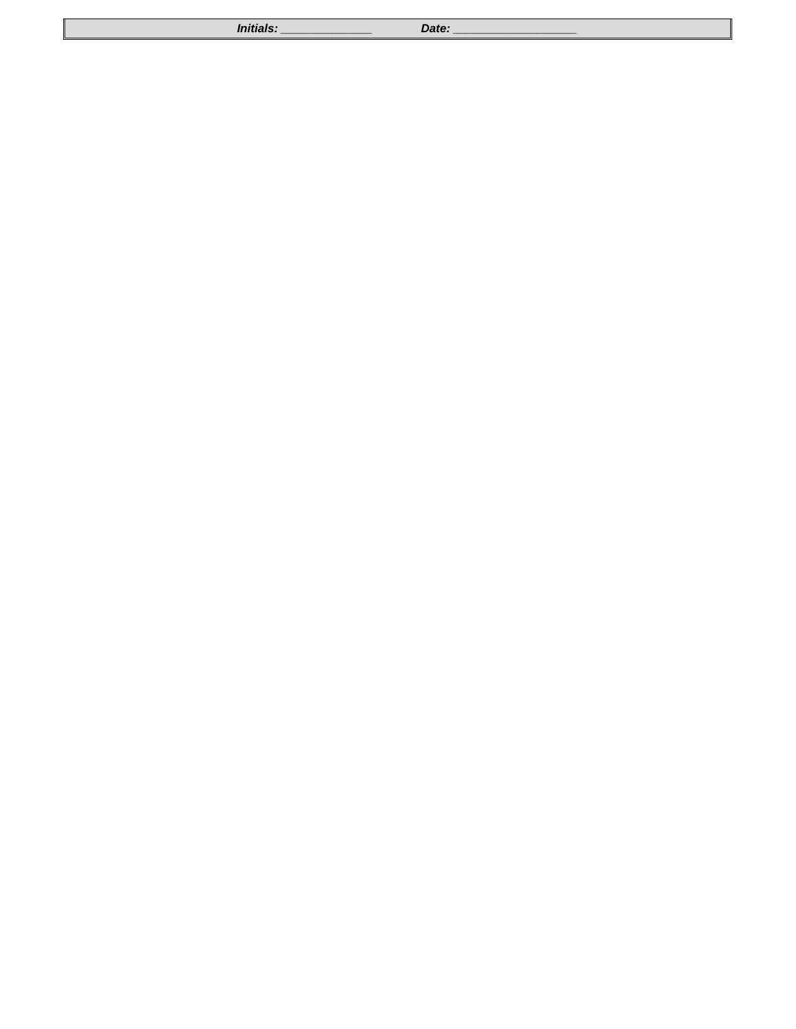***Initials:*** _____________ ***Date:*** _________________